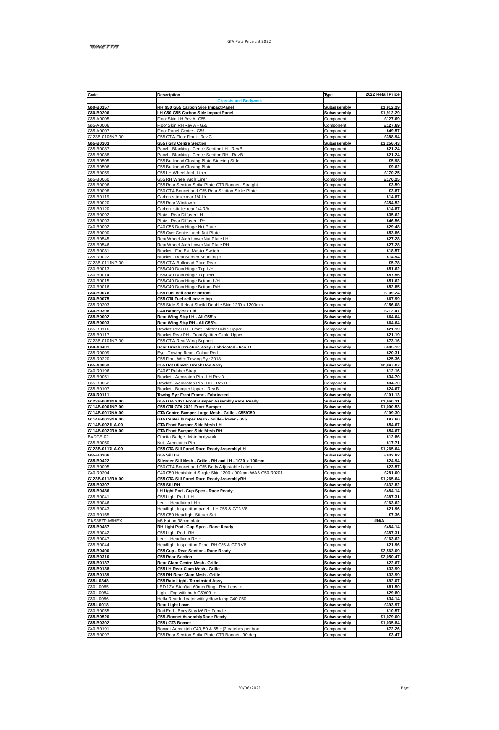GINETTA

GTA Parts Price List 2022

| Code | Description | Type | 2022 Retail Price |
|---|---|---|---|
| | **Chassis and Bodywork** | | |
| **G50-B0157** | **RH G50 G55 Carbon Side Impact Panel** | **Subassembly** | **£1,912.29** |
| **G50-B0206** | **LH G50 G55 Carbon Side Impact Panel** | **Subassembly** | **£1,912.29** |
| G55-A0005 | Floor Skin LH Rev A- G55 | Component | **£127.69** |
| G55-A0006 | Floor Skin RH Rev A - G55 | Component | **£127.69** |
| G55-A0007 | Floor Panel Centre - G55 | Component | **£49.57** |
| G123B-0105NP.00 | G55 GTA Floor Front - Rev C | Component | **£388.94** |
| **G55-B0303** | **G55 / GT3 Centre Section** | **Subassembly** | **£3,256.43** |
| G55-B0087 | Panel - Blanking - Centre Section LH - Rev B | Component | **£21.24** |
| G55-B0088 | Panel - Blanking - Centre Section RH - Rev B | Component | **£21.24** |
| G55-B0505 | G55 Bulkhead Closing Plate Steering Side | Component | **£5.98** |
| G55-B0506 | G55 Bulkhead Closing Plate | Component | **£9.62** |
| G55-B0059 | G55 LH Wheel Arch Liner | Component | **£170.25** |
| G55-B0060 | G55 RH Wheel Arch Liner | Component | **£170.25** |
| G55-B0096 | G55 Rear Section Strike Plate GT3 Bonnet - Straight | Component | **£3.59** |
| G55-B0098 | G50 GT4 Bonnet and G55 Rear Section Strike Plate | Component | **£3.87** |
| G55-B0119 | Carbon sticker rear 1/4 Lh | Component | **£14.87** |
| G55-B0020 | G55 Rear Window + | Component | **£354.52** |
| G55-B0120 | Carbon sticker rear 1/4 R/h | Component | **£14.87** |
| G55-B0092 | Plate - Rear Diffuser LH | Component | **£35.62** |
| G55-B0093 | Plate - Rear Diffuser - RH | Component | **£46.56** |
| G40-B0092 | G40 G55 Door Hinge Nut Plate | Component | **£29.48** |
| G55-B0090 | G55 Over Centre Latch Nut Plate | Component | **£53.86** |
| G55-B0545 | Rear Wheel Arch Lower Nut Plate LH | Component | **£27.28** |
| G55-B0546 | Rear Wheel Arch Lower Nut Plate RH | Component | **£27.28** |
| G55-B0081 | Bracket - Fire Ext. Master Switch | Component | **£18.57** |
| G55-R0022 | Bracket - Rear Screen Mounting + | Component | **£14.94** |
| G123B-0111NP.00 | G55 GTA Bulkhead Plate Rear | Component | **£5.78** |
| G50-B0013 | G55/G40 Door Hinge Top L/H | Component | **£51.62** |
| G50-B0014 | G55/G40 Door Hinge Top R/H | Component | **£57.56** |
| G50-B0015 | G55/G40 Door Hinge Bottom L/H | Component | **£51.62** |
| G50-B0016 | G55/G40 Door Hinge Bottom R/H | Component | **£52.85** |
| **G50-B0076** | **G55 Fuel cell cover bottom** | **Subassembly** | **£109.24** |
| **G50-B0075** | **G55 GT4 Fuel cell cover top** | **Subassembly** | **£67.99** |
| G55-R0203 | G55 Side Sill Heat Sheild Double Skin 1230 x 1200mm | Component | **£156.08** |
| **G40-B0398** | **G40 Battery Box Lid** | **Subassembly** | **£212.47** |
| **G55-B0002** | **Rear Wing Stay LH - All G55's** | **Subassembly** | **£64.64** |
| **G55-B0003** | **Rear Wing Stay RH - All G55's** | **Subassembly** | **£64.64** |
| G55-B0116 | Bracket Rear LH - Front Splitter Cable Upper | Component | **£21.19** |
| G55-B0117 | Bracket Rear RH - Front Splitter Cable Upper | Component | **£21.19** |
| G123B-0101NP.00 | G55 GTA Rear Wing Support | Component | **£73.16** |
| **G50-A0491** | **Rear Crash Structure Assy - Fabricated - Rev B** | **Subassembly** | **£605.12** |
| G55-R0009 | Eye - Towing Rear - Colour Red | Component | **£20.31** |
| G55-R0220 | G55 Front Wire Towing Eye 2018 | Component | **£25.36** |
| **G55-A0063** | **G55 Hot Climate Crash Box Assy** | **Subassembly** | **£2,047.87** |
| G40-R0196 | G40 6" Rubber Strap | Component | **£12.16** |
| G55-B0051 | Bracket - Aerocatch Pin - LH Rev D | Component | **£34.70** |
| G55-B0052 | Bracket - Aerocatch Pin - RH - Rev D | Component | **£34.70** |
| G55-B0107 | Bracket - Bumper Upper - Rev B | Component | **£24.67** |
| **G50-R0111** | **Towing Eye Front Frame - Fabricated** | **Subassembly** | **£101.13** |
| **G123B-0001NA.00** | **G55 GTA 2021 Front Bumper Assembly Race Ready** | **Subassembly** | **£1,660.31** |
| **G114B-0001NP.00** | **G55 GT4 GTA 2021 Front Bumper** | **Subassembly** | **£1,000.53** |
| **G114B-0017NA.00** | **GTA Centre Bumper Large Mesh - Grille - G55/G50** | **Subassembly** | **£109.30** |
| **G114B-0019NA.00** | **GTA Center bumper Mesh - Grille - lower - G55** | **Subassembly** | **£97.60** |
| **G114B-0021LA.00** | **GTA Front Bumper Side Mesh LH** | **Subassembly** | **£54.67** |
| **G114B-0022RA.00** | **GTA Front Bumper Side Mesh RH** | **Subassembly** | **£54.67** |
| BADGE-02 | Ginetta Badge - Main bodywork | Component | **£12.86** |
| G55-B0050 | Nut - Aerocatch Pin | Component | **£17.71** |
| **G123B-0117LA.00** | **G55 GTA Sill Panel Race Ready Assembly LH** | **Subassembly** | **£1,265.64** |
| **G55-B0306** | **G55 Sill LH** | **Subassembly** | **£632.82** |
| **G55-B0422** | **Silencer Sill Mesh - Grille - RH and LH - 1020 x 100mm** | **Subassembly** | **£24.94** |
| G55-B0095 | G50 GT4 Bonnet and G55 Body Adjustable Latch | Component | **£23.57** |
| G40-R0204 | G40 G50 Heatshield Single Skin 1200 x 900mm WAS G50-R0201 | Component | **£281.00** |
| **G123B-0118RA.00** | **G55 GTA Sill Panel Race Ready Assembly RH** | **Subassembly** | **£1,265.64** |
| **G55-B0307** | **G55 Sill RH** | **Subassembly** | **£632.82** |
| **G55-B0486** | **LH Light Pod - Cup Spec - Race Ready** | **Subassembly** | **£484.14** |
| G55-B0041 | G55 Light Pod - LH | Component | **£387.31** |
| G55-B0046 | Lens - Headlamp LH + | Component | **£163.62** |
| G55-B0043 | Headlight Inspection panel - LH G55 & GT3 V8 | Component | **£21.96** |
| G50-B0155 | G55 G50 Headlight Sticker Set | Component | **£7.36** |
| F1/S38ZP-M6HEX | M6 Nut on 38mm plate | Component | **#N/A** |
| **G55-B0487** | **RH Light Pod - Cup Spec - Race Ready** | **Subassembly** | **£484.14** |
| G55-B0042 | G55 Light Pod - RH | Component | **£387.31** |
| G55-B0047 | Lens - Headlamp RH + | Component | **£163.62** |
| G55-B0044 | Headlight Inspection Panel RH G55 & GT3 V8 | Component | **£21.96** |
| **G55-B0490** | **G55 Cup - Rear Section - Race Ready** | **Subassembly** | **£2,563.09** |
| **G55-B0310** | **G55 Rear Section** | **Subassembly** | **£2,050.47** |
| **G55-B0137** | **Rear Clam Centre Mesh - Grille** | **Subassembly** | **£22.67** |
| **G55-B0138** | **G55 LH Rear Clam Mesh - Grille** | **Subassembly** | **£33.99** |
| **G55-B0139** | **G55 RH Rear Clam Mesh - Grille** | **Subassembly** | **£33.99** |
| **G55-L0348** | **G55 Rain Light - Terminated Assy** | **Subassembly** | **£92.07** |
| G50-L0085 | LED 12V Stop/tail 60mm Ring - Red Lens + | Component | **£81.50** |
| G50-L0084 | Light - Fog with bulb G50/09 + | Component | **£29.80** |
| G50-L0086 | Hella Rear Indicator with yellow lamp G40 G50 | Component | **£34.14** |
| **G55-L0018** | **Rear Light Loom** | **Subassembly** | **£393.97** |
| G50-B0055 | Rod End - Body Stay M6 RH Female | Component | **£10.57** |
| **G55-B0520** | **G55 -Bonnet Assembly Race Ready** | **Subassembly** | **£1,079.00** |
| **G55-B0302** | **G55 / GT3 Bonnet** | **Subassembly** | **£1,035.84** |
| G40-B0191 | Bonnet Aerocatch G40, 50 & 55 + (2 catches per box) | Component | **£72.26** |
| G55-B0097 | G55 Rear Section Strike Plate GT3 Bonnet - 90 deg | Component | **£3.47** |

30/06/2022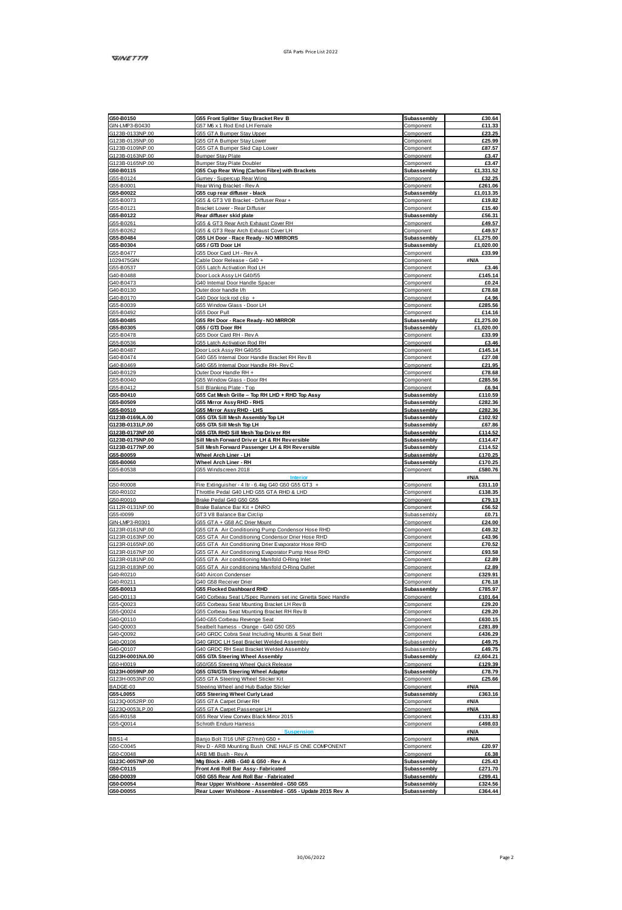| G50-B0150 | G55 Front Splitter Stay Bracket Rev B | Subassembly | £30.64 |
|---|---|---|---|
| GIN-LMP3-B0430 | G57 M6 x 1 Rod End LH Female | Component | £11.33 |
| G123B-0133NP.00 | G55 GTA Bumper Stay Upper | Component | £23.25 |
| G123B-0135NP.00 | G55 GTA Bumper Stay Lower | Component | £25.99 |
| G123B-0109NP.00 | G55 GTA Bumper Skid Cap Lower | Component | £87.57 |
| G123B-0163NP.00 | Bumper Stay Plate | Component | £3.47 |
| G123B-0165NP.00 | Bumper Stay Plate Doubler | Component | £3.47 |
| **G50-B0115** | **G55 Cup Rear Wing (Carbon Fibre) with Brackets** | **Subassembly** | **£1,331.52** |
| G55-B0124 | Gurney - Supercup Rear Wing | Component | £32.25 |
| G55-B0001 | Rear Wing Bracket - Rev A | Component | £261.06 |
| **G55-B0022** | **G55 cup rear diffuser - black** | **Subassembly** | **£1,013.35** |
| G55-B0073 | G55 & GT3 V8 Bracket - Diffuser Rear + | Component | £19.82 |
| G55-B0121 | Bracket Lower - Rear Diffuser | Component | £15.40 |
| **G55-B0122** | **Rear diffuser skid plate** | **Subassembly** | **£56.31** |
| G55-B0261 | G55 & GT3 Rear Arch Exhaust Cover RH | Component | £49.57 |
| G55-B0262 | G55 & GT3 Rear Arch Exhaust Cover LH | Component | £49.57 |
| **G55-B0484** | **G55 LH Door - Race Ready - NO MIRRORS** | **Subassembly** | **£1,275.00** |
| **G55-B0304** | **G55 / GT3 Door LH** | **Subassembly** | **£1,020.00** |
| G55-B0477 | G55 Door Card LH - Rev A | Component | £33.99 |
| 1029475GIN | Cable Door Release - G40 + | Component | #N/A |
| G55-B0537 | G55 Latch Activation Rod LH | Component | £3.46 |
| G40-B0488 | Door Lock Assy LH G40/55 | Component | £145.14 |
| G40-B0473 | G40 Internal Door Handle Spacer | Component | £0.24 |
| G40-B0130 | Outer door handle l/h | Component | £78.68 |
| G40-B0170 | G40 Door lock rod clip + | Component | £4.96 |
| G55-B0039 | G55 Window Glass - Door LH | Component | £285.56 |
| G55-B0492 | G55 Door Pull | Component | £14.16 |
| **G55-B0485** | **G55 RH Door - Race Ready - NO MIRROR** | **Subassembly** | **£1,275.00** |
| **G55-B0305** | **G55 / GT3 Door RH** | **Subassembly** | **£1,020.00** |
| G55-B0478 | G55 Door Card RH - Rev A | Component | £33.99 |
| G55-B0536 | G55 Latch Activation Rod RH | Component | £3.46 |
| G40-B0487 | Door Lock Assy RH G40/55 | Component | £145.14 |
| G40-B0474 | G40 G55 Internal Door Handle Bracket RH Rev B | Component | £27.08 |
| G40-B0469 | G40 G55 Internal Door Handle RH- Rev C | Component | £21.95 |
| G40-B0129 | Outer Door Handle RH + | Component | £78.68 |
| G55-B0040 | G55 Window Glass - Door RH | Component | £285.56 |
| G55-B0412 | Sill Blanking Plate - Top | Component | £6.94 |
| **G55-B0410** | **G55 Cat Mesh Grille – Top RH LHD + RHD Top Assy** | **Subassembly** | **£110.59** |
| **G55-B0509** | **G55 Mirror Assy RHD - RHS** | **Subassembly** | **£282.36** |
| **G55-B0510** | **G55 Mirror Assy RHD - LHS** | **Subassembly** | **£282.36** |
| **G123B-0169LA.00** | **G55 GTA Sill Mesh Assembly Top LH** | **Subassembly** | **£102.92** |
| **G123B-0131LP.00** | **G55 GTA Sill Mesh Top LH** | **Subassembly** | **£67.86** |
| **G123B-0173NP.00** | **G55 GTA RHD Sill Mesh Top Driver RH** | **Subassembly** | **£114.52** |
| **G123B-0175NP.00** | **Sill Mesh Forward Driver LH & RH Reversible** | **Subassembly** | **£114.47** |
| **G123B-0177NP.00** | **Sill Mesh Forward Passenger LH & RH Reversible** | **Subassembly** | **£114.52** |
| **G55-B0059** | **Wheel Arch Liner - LH** | **Subassembly** | **£170.25** |
| **G55-B0060** | **Wheel Arch Liner - RH** | **Subassembly** | **£170.25** |
| G55-B0538 | G55 Windscreen 2018 | Component | £580.76 |
| | **Interior** | | #N/A |
| G50-R0008 | Fire Extinguisher - 4 ltr - 6.4kg G40 G50 G55 GT3 + | Component | £311.10 |
| G50-R0102 | Throttle Pedal G40 LHD G55 GTA RHD & LHD | Component | £138.35 |
| G50-R0010 | Brake Pedal G40 G50 G55 | Component | £79.13 |
| G112R-0131NP.00 | Brake Balance Bar Kit + DNRO | Component | £56.52 |
| G55-I0099 | GT3 V8 Balance Bar Circlip | Subassembly | £0.71 |
| GIN-LMP3-R0301 | G55 GTA + G58 AC Drier Mount | Component | £24.00 |
| G123R-0161NP.00 | G55 GTA Air Conditioning Pump Condensor Hose RHD | Component | £49.32 |
| G123R-0163NP.00 | G55 GTA Air Conditioning Condensor Drier Hose RHD | Component | £43.96 |
| G123R-0165NP.00 | G55 GTA Air Conditioning Drier Evaporator Hose RHD | Component | £70.52 |
| G123R-0167NP.00 | G55 GTA Air Conditioning Evaporator Pump Hose RHD | Component | £93.58 |
| G123R-0181NP.00 | G55 GTA Air conditioning Manifold O-Ring Inlet | Component | £2.89 |
| G123R-0183NP.00 | G55 GTA Air conditioning Manifold O-Ring Outlet | Component | £2.89 |
| G40-R0210 | G40 Aircon Condenser | Component | £329.91 |
| G40-R0211 | G40 G58 Receiver Drier | Component | £76.18 |
| **G55-B0013** | **G55 Flocked Dashboard RHD** | **Subassembly** | **£785.97** |
| G40-Q0113 | G40 Corbeau Seat L/Spec Runners set inc Ginetta Spec Handle | Component | £101.64 |
| G55-Q0023 | G55 Corbeau Seat Mounting Bracket LH Rev B | Component | £29.20 |
| G55-Q0024 | G55 Corbeau Seat Mounting Bracket RH Rev B | Component | £29.20 |
| G40-Q0110 | G40-G55 Corbeau Revenge Seat | Component | £630.15 |
| G40-Q0003 | Seatbelt harness - Orange - G40 G50 G55 | Component | £281.89 |
| G40-Q0092 | G40 GRDC Cobra Seat Including Mounts & Seat Belt | Component | £436.29 |
| G40-Q0106 | G40 GRDC LH Seat Bracket Welded Assembly | Subassembly | £49.75 |
| G40-Q0107 | G40 GRDC RH Seat Bracket Welded Assembly | Subassembly | £49.75 |
| **G123H-0001NA.00** | **G55 GTA Steering Wheel Assembly** | **Subassembly** | **£2,604.21** |
| G50-H0019 | G50/G55 Steering Wheel Quick Release | Component | £129.39 |
| **G123H-0059NP.00** | **G55 GT4/GTA Steering Wheel Adaptor** | **Subassembly** | **£78.79** |
| G123H-0053NP.00 | G55 GTA Steering Wheel Sticker Kit | Component | £25.66 |
| BADGE-03 | Steering Wheel and Hub Badge Sticker | Component | #N/A |
| **G55-L0055** | **G55 Steering Wheel Curly Lead** | **Subassembly** | **£363.16** |
| G123Q-0052RP.00 | G55 GTA Carpet Driver RH | Component | #N/A |
| G123Q-0053LP.00 | G55 GTA Carpet Passenger LH | Component | #N/A |
| G55-R0158 | G55 Rear View Convex Black Mirror 2015 | Component | £131.83 |
| G55-Q0014 | Schroth Enduro Harness | Component | £498.03 |
| | **Suspension** | | #N/A |
| BBS1-4 | Banjo Bolt 7/16 UNF (27mm) G50 + | Component | #N/A |
| G50-C0045 | Rev D - ARB Mounting Bush ONE HALF IS ONE COMPONENT | Component | £20.97 |
| G50-C0048 | ARB M8 Bush - Rev A | Component | £6.38 |
| **G123C-0057NP.00** | **Mtg Block - ARB - G40 & G50 - Rev A** | **Subassembly** | **£25.43** |
| **G50-C0115** | **Front Anti Roll Bar Assy - Fabricated** | **Subassembly** | **£271.70** |
| **G50-D0039** | **G50 G55 Rear Anti Roll Bar - Fabricated** | **Subassembly** | **£299.41** |
| **G50-D0054** | **Rear Upper Wishbone - Assembled - G50 G55** | **Subassembly** | **£324.56** |
| **G50-D0055** | **Rear Lower Wishbone - Assembled - G55 - Update 2015 Rev A** | **Subassembly** | **£364.44** |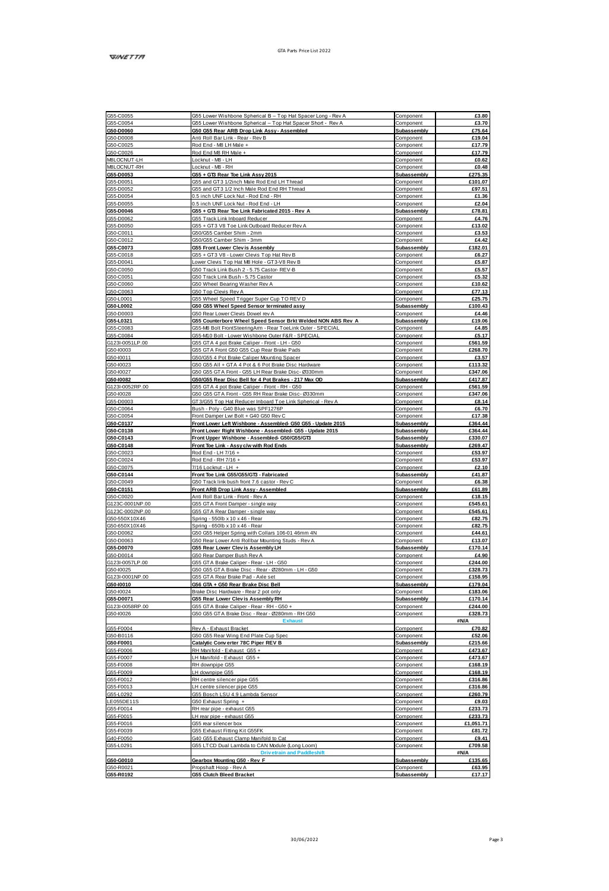| | | | |
|---|---|---|---|
| G55-C0055 | G55 Lower Wishbone Spherical B – Top Hat Spacer Long - Rev A | Component | £3.80 |
| G55-C0054 | G55 Lower Wishbone Spherical – Top Hat Spacer Short - Rev A | Component | £3.70 |
| **G50-D0060** | **G50 G55 Rear ARB Drop Link Assy - Assembled** | **Subassembly** | **£75.64** |
| G50-D0008 | Anti Roll Bar Link - Rear - Rev B | Component | £19.04 |
| G50-C0025 | Rod End - M8 LH Male + | Component | £17.79 |
| G50-C0026 | Rod End M8 RH Male + | Component | £17.79 |
| MBLOCNUT-LH | Locknut - M8 - LH | Component | £0.62 |
| MBLOCNUT-RH | Locknut - M8 - RH | Component | £0.48 |
| **G55-D0053** | **G55 + GT3 Rear Toe Link Assy 2015** | **Subassembly** | **£275.35** |
| G55-D0051 | G55 and GT3 1/2inch Male Rod End LH Thread | Component | £101.07 |
| G55-D0052 | G55 and GT3 1/2 Inch Male Rod End RH Thread | Component | £97.51 |
| G55-D0054 | 0.5 inch UNF Lock Nut - Rod End - RH | Component | £1.36 |
| G55-D0055 | 0.5 inch UNF Lock Nut - Rod End - LH | Component | £2.04 |
| **G55-D0046** | **G55 + GT3 Rear Toe Link Fabricated 2015 - Rev A** | **Subassembly** | **£78.81** |
| G55-D0062 | G55 Track Link Inboard Reducer | Component | £4.76 |
| G55-D0050 | G55 + GT3 V8 Toe Link Outboard Reducer Rev A | Component | £13.02 |
| G50-C0011 | G50/G55 Camber Shim - 2mm | Component | £3.53 |
| G50-C0012 | G50/G55 Camber Shim - 3mm | Component | £4.42 |
| **G55-C0073** | **G55 Front Lower Clevis Assembly** | **Subassembly** | **£182.01** |
| G55-C0018 | G55 + GT3 V8 - Lower Clevis Top Hat Rev B | Component | £6.27 |
| G55-D0041 | Lower Clevis Top Hat M8 Hole - GT3-V8 Rev B | Component | £5.87 |
| G50-C0050 | G50 Track Link Bush 2 - 5.75 Castor- REV-B | Component | £5.57 |
| G50-C0051 | G50 Track Link Bush - 5.75 Castor | Component | £5.32 |
| G50-C0060 | G50 Wheel Bearing Washer Rev A | Component | £10.62 |
| G50-C0063 | G50 Top Clevis Rev A | Component | £77.13 |
| G50-L0001 | G55 Wheel Speed Trigger Super Cup TO REV D | Component | £25.75 |
| **G50-L0002** | **G50 G55 Wheel Speed Sensor terminated assy** | **Subassembly** | **£100.43** |
| G50-D0003 | G50 Rear Lower Clevis Dowel rev A | Component | £4.46 |
| **G55-L0321** | **G55 Counterbore Wheel Speed Sensor Brkt Welded NON ABS Rev A** | **Subassembly** | **£19.06** |
| G55-C0083 | G55-M8 Bolt FrontSteeringArm - Rear ToeLink Outer - SPECIAL | Component | £4.85 |
| G55-C0084 | G55-M10 Bolt - Lower Wishbone Outer F&R - SPECIAL | Component | £5.17 |
| G123I-0051LP.00 | G55 GTA 4 pot Brake Caliper - Front - LH - G50 | Component | £561.59 |
| G55-I0003 | G55 GTA Front G50 G55 Cup Rear Brake Pads | Component | £268.70 |
| G50-I0011 | G50/G55 4 Pot Brake Caliper Mounting Spacer | Component | £3.57 |
| G50-I0023 | G50 G55 All + GTA 4 Pot & 6 Pot Brake Disc Hardware | Component | £113.32 |
| G50-I0027 | G50 G55 GTA Front - G55 LH Rear Brake Disc- Ø330mm | Component | £347.06 |
| **G50-I0082** | **G50/G55 Rear Disc Bell for 4 Pot Brakes - 217 Max OD** | **Subassembly** | **£417.87** |
| G123I-0052RP.00 | G55 GTA 4 pot Brake Caliper - Front - RH - G50 | Component | £561.59 |
| G50-I0028 | G50 G55 GTA Front - G55 RH Rear Brake Disc- Ø330mm | Component | £347.06 |
| G55-D0003 | GT3/G55 Top Hat Reducer Inboard Toe Link Spherical - Rev A | Component | £8.14 |
| G50-C0064 | Bush - Poly - G40 Blue was SPF1276P | Component | £6.70 |
| G50-C0054 | Front Damper Lwr Bolt + G40 G50 Rev C | Component | £17.38 |
| **G50-C0137** | **Front Lower Left Wishbone - Assembled- G50 G55 - Update 2015** | **Subassembly** | **£364.44** |
| **G50-C0138** | **Front Lower Right Wishbone - Assembled- G55 - Update 2015** | **Subassembly** | **£364.44** |
| **G50-C0143** | **Front Upper Wishbone - Assembled- G50/G55/GT3** | **Subassembly** | **£330.07** |
| **G50-C0148** | **Front Toe Link - Assy c/w with Rod Ends** | **Subassembly** | **£269.47** |
| G50-C0023 | Rod End - LH 7/16 + | Component | £53.97 |
| G50-C0024 | Rod End - RH 7/16 + | Component | £53.97 |
| G50-C0075 | 7/16 Locknut - LH + | Component | £2.10 |
| **G50-C0144** | **Front Toe Link G55/G55/GT3 - Fabricated** | **Subassembly** | **£41.87** |
| G50-C0049 | G50 Track link bush front 7.6 castor - Rev C | Component | £6.38 |
| **G50-C0151** | **Front ARB Drop Link Assy - Assembled** | **Subassembly** | **£61.89** |
| G50-C0020 | Anti Roll Bar Link - Front - Rev A | Component | £18.15 |
| G123C-0001NP.00 | G55 GTA Front Damper - single way | Component | £545.61 |
| G123C-0002NP.00 | G55 GTA Rear Damper - single way | Component | £545.61 |
| G50-550X10X46 | Spring - 550lb x 10 x 46 - Rear | Component | £82.75 |
| G50-650X10X46 | Spring - 650lb x 10 x 46 - Rear | Component | £82.75 |
| G50-D0062 | G50 G55 Helper Spring with Collars 106-01 46mm 4N | Component | £44.61 |
| G50-D0063 | G50 Rear Lower Anti Rollbar Mounting Studs - Rev A | Component | £13.07 |
| **G55-D0070** | **G55 Rear Lower Clevis Assembly LH** | **Subassembly** | **£170.14** |
| G50-D0014 | G50 Rear Damper Bush Rev A | Component | £4.90 |
| G123I-0057LP.00 | G55 GTA Brake Caliper - Rear - LH - G50 | Component | £244.00 |
| G50-I0025 | G50 G55 GTA Brake Disc - Rear - Ø280mm - LH - G50 | Component | £328.73 |
| G123I-0001NP.00 | G55 GTA Rear Brake Pad - Axle set | Component | £158.95 |
| **G50-I0010** | **G56 GTA + G50 Rear Brake Disc Bell** | **Subassembly** | **£179.04** |
| G50-I0024 | Brake Disc Hardware - Rear 2 pot only | Component | £183.06 |
| **G55-D0071** | **G55 Rear Lower Clevis Assembly RH** | **Subassembly** | **£170.14** |
| G123I-0058RP.00 | G55 GTA Brake Caliper - Rear - RH - G50 + | Component | £244.00 |
| G50-I0026 | G50 G55 GTA Brake Disc - Rear - Ø280mm - RH G50 | Component | £328.73 |
| | **Exhaust** | | #N/A |
| G55-F0004 | Rev A - Exhaust Bracket | Component | £70.82 |
| G50-B0116 | G50 G55 Rear Wing End Plate Cup Spec | Component | £52.06 |
| **G50-F0001** | **Catalytic Converter 78C Piper REV B** | **Subassembly** | **£215.66** |
| G55-F0006 | RH Manifold - Exhaust G55 + | Component | £473.67 |
| G55-F0007 | LH Manifold - Exhaust G55 + | Component | £473.67 |
| G55-F0008 | RH downpipe G55 | Component | £168.19 |
| G55-F0009 | LH downpipe G55 | Component | £168.19 |
| G55-F0012 | RH centre silencer pipe G55 | Component | £316.86 |
| G55-F0013 | LH centre silencer pipe G55 | Component | £316.86 |
| G55-L0292 | G55 Bosch LSU 4.9 Lambda Sensor | Component | £260.79 |
| LE055DE11S | G50 Exhaust Spring + | Component | £9.03 |
| G55-F0014 | RH rear pipe - exhaust G55 | Component | £233.73 |
| G55-F0015 | LH rear pipe - exhaust G55 | Component | £233.73 |
| G55-F0016 | G55 rear silencer box | Component | £1,051.71 |
| G55-F0039 | G55 Exhaust Fitting Kit G55FK | Component | £81.72 |
| G40-F0050 | G40 G55 Exhaust Clamp Manifold to Cat | Component | £9.41 |
| G55-L0291 | G55 LTCD Dual Lambda to CAN Module (Long Loom) | Component | £709.58 |
| | **Drivetrain and Paddleshift** | | #N/A |
| **G50-G0010** | **Gearbox Mounting G50 - Rev F** | **Subassembly** | **£135.65** |
| G50-R0021 | Propshaft Hoop - Rev A | Component | £63.95 |
| **G55-R0192** | **G55 Clutch Bleed Bracket** | **Subassembly** | **£17.17** |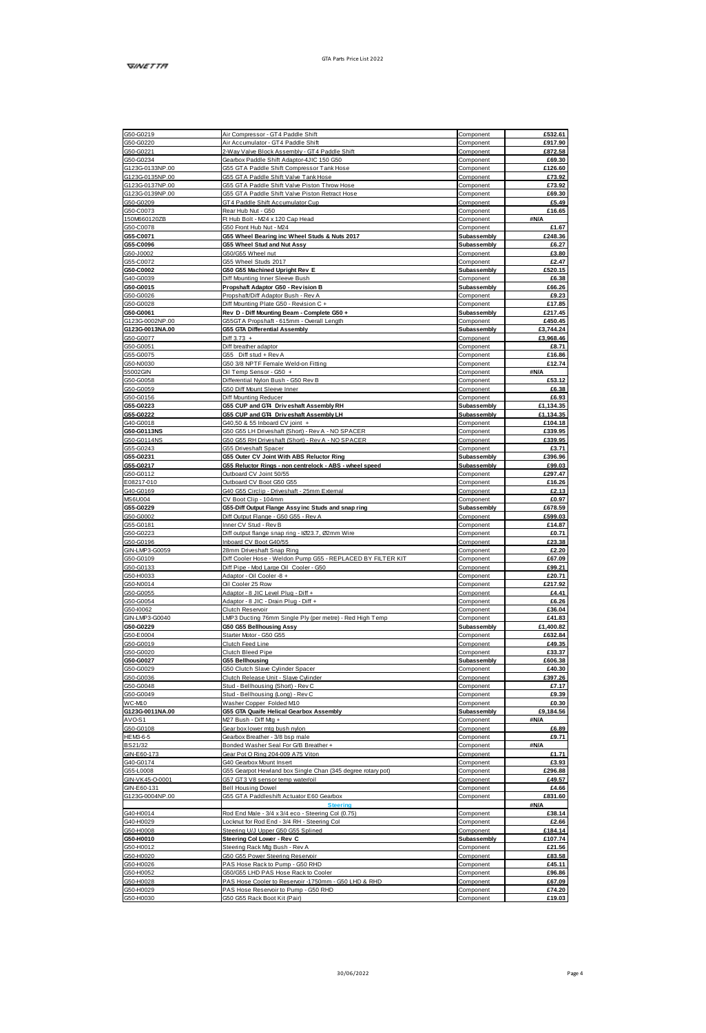| G50-G0219 | Air Compressor - GT4 Paddle Shift | Component | £532.61 |
|---|---|---|---|
| G50-G0220 | Air Accumulator - GT4 Paddle Shift | Component | £917.90 |
| G50-G0221 | 2-Way Valve Block Assembly - GT4 Paddle Shift | Component | £872.58 |
| G50-G0234 | Gearbox Paddle Shift Adaptor-4JIC 150 G50 | Component | £69.30 |
| G123G-0133NP.00 | G55 GTA Paddle Shift Compressor Tank Hose | Component | £126.60 |
| G123G-0135NP.00 | G55 GTA Paddle Shift Valve Tank Hose | Component | £73.92 |
| G123G-0137NP.00 | G55 GTA Paddle Shift Valve Piston Throw Hose | Component | £73.92 |
| G123G-0139NP.00 | G55 GTA Paddle Shift Valve Piston Retract Hose | Component | £69.30 |
| G50-G0209 | GT4 Paddle Shift Accumulator Cup | Component | £5.49 |
| G50-C0073 | Rear Hub Nut - G50 | Component | £16.65 |
| 150M660120ZB | Ft Hub Bolt - M24 x 120 Cap Head | Component | #N/A |
| G50-C0078 | G50 Front Hub Nut - M24 | Component | £1.67 |
| **G55-C0071** | **G55 Wheel Bearing inc Wheel Studs & Nuts 2017** | **Subassembly** | **£248.36** |
| **G55-C0096** | **G55 Wheel Stud and Nut Assy** | **Subassembly** | **£6.27** |
| G50-J0002 | G50/G55 Wheel nut | Component | £3.80 |
| G55-C0072 | G55 Wheel Studs 2017 | Component | £2.47 |
| **G50-C0002** | **G50 G55 Machined Upright Rev E** | **Subassembly** | **£520.15** |
| G40-G0039 | Diff Mounting Inner Sleeve Bush | Component | £6.38 |
| **G50-G0015** | **Propshaft Adaptor G50 - Revision B** | **Subassembly** | **£66.26** |
| G50-G0026 | Propshaft/Diff Adaptor Bush - Rev A | Component | £9.23 |
| G50-G0028 | Diff Mounting Plate G50 - Revision C + | Component | £17.85 |
| **G50-G0061** | **Rev D - Diff Mounting Beam - Complete G50 +** | **Subassembly** | **£217.45** |
| G123G-0002NP.00 | G55GTA Propshaft - 615mm - Overall Length | Component | £450.45 |
| **G123G-0013NA.00** | **G55 GTA Differential Assembly** | **Subassembly** | **£3,744.24** |
| G50-G0077 | Diff 3.73 + | Component | £3,968.46 |
| G50-G0051 | Diff breather adaptor | Component | £8.71 |
| G55-G0075 | G55 Diff stud + Rev A | Component | £16.86 |
| G50-N0030 | G50 3/8 NPTF Female Weld-on Fitting | Component | £12.74 |
| 55002GIN | Oil Temp Sensor - G50 + | Component | #N/A |
| G50-G0058 | Differential Nylon Bush - G50 Rev B | Component | £53.12 |
| G50-G0059 | G50 Diff Mount Sleeve Inner | Component | £6.38 |
| G50-G0156 | Diff Mounting Reducer | Component | £6.93 |
| **G55-G0223** | **G55 CUP and GT4 Driveshaft Assembly RH** | **Subassembly** | **£1,134.35** |
| **G55-G0222** | **G55 CUP and GT4 Driveshaft Assembly LH** | **Subassembly** | **£1,134.35** |
| G40-G0018 | G40,50 & 55 Inboard CV joint + | Component | £104.18 |
| **G50-G0113NS** | G50 G55 LH Driveshaft (Short) - Rev A - NO SPACER | Component | £339.95 |
| G50-G0114NS | G50 G55 RH Driveshaft (Short) - Rev A - NO SPACER | Component | £339.95 |
| G55-G0243 | G55 Driveshaft Spacer | Component | £3.71 |
| **G55-G0231** | **G55 Outer CV Joint With ABS Reluctor Ring** | **Subassembly** | **£396.96** |
| **G55-G0217** | **G55 Reluctor Rings - non centrelock - ABS - wheel speed** | **Subassembly** | **£99.03** |
| G50-G0112 | Outboard CV Joint 50/55 | Component | £297.47 |
| E08217-010 | Outboard CV Boot G50 G55 | Component | £16.26 |
| G40-G0169 | G40 G55 Circlip - Driveshaft - 25mm External | Component | £2.13 |
| MS6U004 | CV Boot Clip - 104mm | Component | £0.97 |
| **G55-G0229** | **G55-Diff Output Flange Assy inc Studs and snap ring** | **Subassembly** | **£678.59** |
| G50-G0002 | Diff Output Flange - G50 G55 - Rev A | Component | £599.03 |
| G55-G0181 | Inner CV Stud - Rev B | Component | £14.87 |
| G50-G0223 | Diff output flange snap ring - lØ23.7, Ø2mm Wire | Component | £0.71 |
| G50-G0196 | Inboard CV Boot G40/55 | Component | £23.38 |
| GIN-LMP3-G0059 | 28mm Driveshaft Snap Ring | Component | £2.20 |
| G50-G0109 | Diff Cooler Hose - Weldon Pump G55 - REPLACED BY FILTER KIT | Component | £67.09 |
| G50-G0133 | Diff Pipe - Mod Large Oil Cooler - G50 | Component | £99.21 |
| G50-H0033 | Adaptor - Oil Cooler -8 + | Component | £20.71 |
| G50-N0014 | Oil Cooler 25 Row | Component | £217.92 |
| G50-G0055 | Adaptor - 8 JIC Level Plug - Diff + | Component | £4.41 |
| G50-G0054 | Adaptor - 8 JIC - Drain Plug - Diff + | Component | £6.26 |
| G50-I0062 | Clutch Reservoir | Component | £36.04 |
| GIN-LMP3-G0040 | LMP3 Ducting 76mm Single Ply (per metre) - Red High Temp | Component | £41.83 |
| **G50-G0229** | **G50 G55 Bellhousing Assy** | **Subassembly** | **£1,400.82** |
| G50-E0004 | Starter Motor - G50 G55 | Component | £632.84 |
| G50-G0019 | Clutch Feed Line | Component | £49.35 |
| G50-G0020 | Clutch Bleed Pipe | Component | £33.37 |
| **G50-G0027** | **G55 Bellhousing** | **Subassembly** | **£606.38** |
| G50-G0029 | G50 Clutch Slave Cylinder Spacer | Component | £40.30 |
| G50-G0036 | Clutch Release Unit - Slave Cylinder | Component | £397.26 |
| G50-G0048 | Stud - Bellhousing (Short) - Rev C | Component | £7.17 |
| G50-G0049 | Stud - Bellhousing (Long) - Rev C | Component | £9.39 |
| WC-M10 | Washer Copper Folded M10 | Component | £0.30 |
| **G123G-0011NA.00** | **G55 GTA Quaife Helical Gearbox Assembly** | **Subassembly** | **£9,184.56** |
| AVO-S1 | M27 Bush - Diff Mtg + | Component | #N/A |
| G50-G0108 | Gear box lower mtg bush nylon | Component | £6.89 |
| HEM3-6-5 | Gearbox Breather - 3/8 bsp male | Component | £9.71 |
| BS21/32 | Bonded Washer Seal For G/B Breather + | Component | #N/A |
| GIN-E60-173 | Gear Pot O Ring 204-009 A75 Viton | Component | £1.71 |
| G40-G0174 | G40 Gearbox Mount Insert | Component | £3.93 |
| G55-L0008 | G55 Gearpot Hewland box Single Chan (345 degree rotary pot) | Component | £296.88 |
| GIN-VK45-O-0001 | G57 GT3 V8 sensor temp water/oil | Component | £49.57 |
| GIN-E60-131 | Bell Housing Dowel | Component | £4.66 |
| G123G-0004NP.00 | G55 GTA Paddleshift Actuator E60 Gearbox | Component | £831.60 |
| | **Steering** | | #N/A |
| G40-H0014 | Rod End Male - 3/4 x 3/4 eco - Steering Col (0.75) | Component | £38.14 |
| G40-H0029 | Locknut for Rod End - 3/4 RH - Steering Col | Component | £2.66 |
| G50-H0008 | Steering U/J Upper G50 G55 Splined | Component | £184.14 |
| **G50-H0010** | **Steering Col Lower - Rev C** | **Subassembly** | **£107.74** |
| G50-H0012 | Steering Rack Mtg Bush - Rev A | Component | £21.56 |
| G50-H0020 | G50 G55 Power Steering Reservoir | Component | £83.58 |
| G50-H0026 | PAS Hose Rack to Pump - G50 RHD | Component | £45.11 |
| G50-H0052 | G50/G55 LHD PAS Hose Rack to Cooler | Component | £96.86 |
| G50-H0028 | PAS Hose Cooler to Reservoir -1750mm - G50 LHD & RHD | Component | £67.09 |
| G50-H0029 | PAS Hose Reservoir to Pump - G50 RHD | Component | £74.20 |
| G50-H0030 | G50 G55 Rack Boot Kit (Pair) | Component | £19.03 |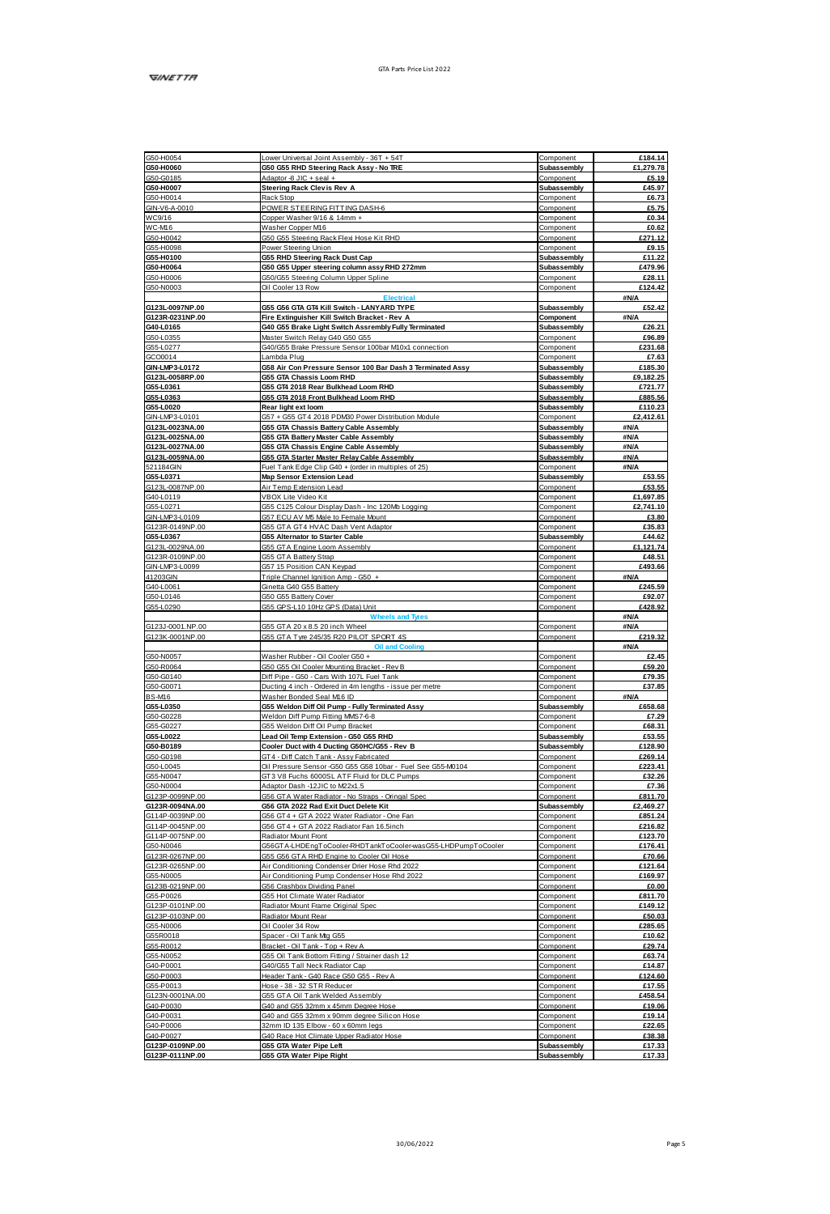| G50-H0054 | Lower Universal Joint Assembly - 36T + 54T | Component | £184.14 |
|---|---|---|---|
| **G50-H0060** | **G50 G55 RHD Steering Rack Assy - No TRE** | **Subassembly** | **£1,279.78** |
| G50-G0185 | Adaptor -8 JIC + seal + | Component | £5.19 |
| **G50-H0007** | **Steering Rack Clevis Rev A** | **Subassembly** | **£45.97** |
| G50-H0014 | Rack Stop | Component | £6.73 |
| GIN-V6-A-0010 | POWER STEERING FITTING DASH-6 | Component | £5.75 |
| WC9/16 | Copper Washer 9/16 & 14mm + | Component | £0.34 |
| WC-M16 | Washer Copper M16 | Component | £0.62 |
| G50-H0042 | G50 G55 Steering Rack Flexi Hose Kit RHD | Component | £271.12 |
| G55-H0098 | Power Steering Union | Component | £9.15 |
| **G55-H0100** | **G55 RHD Steering Rack Dust Cap** | **Subassembly** | **£11.22** |
| **G50-H0064** | **G50 G55 Upper steering column assy RHD 272mm** | **Subassembly** | **£479.96** |
| G50-H0006 | G50/G55 Steering Column Upper Spline | Component | £28.11 |
| G50-N0003 | Oil Cooler 13 Row | Component | £124.42 |
| | **Electrical** | | #N/A |
| **G123L-0097NP.00** | **G55 G56 GTA GT4 Kill Switch - LANYARD TYPE** | **Subassembly** | **£52.42** |
| **G123R-0231NP.00** | **Fire Extinguisher Kill Switch Bracket - Rev A** | **Component** | **#N/A** |
| **G40-L0165** | **G40 G55 Brake Light Switch Assrembly Fully Terminated** | **Subassembly** | **£26.21** |
| G50-L0355 | Master Switch Relay G40 G50 G55 | Component | £96.89 |
| G55-L0277 | G40/G55 Brake Pressure Sensor 100bar M10x1 connection | Component | £231.68 |
| GCO0014 | Lambda Plug | Component | £7.63 |
| **GIN-LMP3-L0172** | **G58 Air Con Pressure Sensor 100 Bar Dash 3 Terminated Assy** | **Subassembly** | **£185.30** |
| **G123L-0058RP.00** | **G55 GTA Chassis Loom RHD** | **Subassembly** | **£9,182.25** |
| **G55-L0361** | **G55 GT4 2018 Rear Bulkhead Loom RHD** | **Subassembly** | **£721.77** |
| **G55-L0363** | **G55 GT4 2018 Front Bulkhead Loom RHD** | **Subassembly** | **£885.56** |
| **G55-L0020** | **Rear light ext loom** | **Subassembly** | **£110.23** |
| GIN-LMP3-L0101 | G57 + G55 GT4 2018 PDM30 Power Distribution Module | Component | £2,412.61 |
| **G123L-0023NA.00** | **G55 GTA Chassis Battery Cable Assembly** | **Subassembly** | **#N/A** |
| **G123L-0025NA.00** | **G55 GTA Battery Master Cable Assembly** | **Subassembly** | **#N/A** |
| **G123L-0027NA.00** | **G55 GTA Chassis Engine Cable Assembly** | **Subassembly** | **#N/A** |
| **G123L-0059NA.00** | **G55 GTA Starter Master Relay Cable Assembly** | **Subassembly** | **#N/A** |
| 521184GIN | Fuel Tank Edge Clip G40 + (order in multiples of 25) | Component | #N/A |
| **G55-L0371** | **Map Sensor Extension Lead** | **Subassembly** | **£53.55** |
| G123L-0087NP.00 | Air Temp Extension Lead | Component | £53.55 |
| G40-L0119 | VBOX Lite Video Kit | Component | £1,697.85 |
| G55-L0271 | G55 C125 Colour Display Dash - Inc 120Mb Logging | Component | £2,741.10 |
| GIN-LMP3-L0109 | G57 ECU AV M5 Male to Female Mount | Component | £3.80 |
| G123R-0149NP.00 | G55 GTA GT4 HVAC Dash Vent Adaptor | Component | £35.83 |
| **G55-L0367** | **G55 Alternator to Starter Cable** | **Subassembly** | **£44.62** |
| G123L-0029NA.00 | G55 GTA Engine Loom Assembly | Component | £1,121.74 |
| G123R-0109NP.00 | G55 GTA Battery Strap | Component | £48.51 |
| GIN-LMP3-L0099 | G57 15 Position CAN Keypad | Component | £493.66 |
| 41203GIN | Triple Channel Ignition Amp - G50 + | Component | #N/A |
| G40-L0061 | Ginetta G40 G55 Battery | Component | £245.59 |
| G50-L0146 | G50 G55 Battery Cover | Component | £92.07 |
| G55-L0290 | G55 GPS-L10 10Hz GPS (Data) Unit | Component | £428.92 |
| | **Wheels and Tyres** | | #N/A |
| G123J-0001.NP.00 | G55 GTA 20 x 8.5 20 inch Wheel | Component | #N/A |
| G123K-0001NP.00 | G55 GTA Tyre 245/35 R20 PILOT SPORT 4S | Component | £219.32 |
| | **Oil and Cooling** | | #N/A |
| G50-N0057 | Washer Rubber - Oil Cooler G50 + | Component | £2.45 |
| G50-R0064 | G50 G55 Oil Cooler Mounting Bracket - Rev B | Component | £59.20 |
| G50-G0140 | Diff Pipe - G50 - Cars With 107L Fuel Tank | Component | £79.35 |
| G50-G0071 | Ducting 4 inch - Ordered in 4m lengths - issue per metre | Component | £37.85 |
| BS-M16 | Washer Bonded Seal M16 ID | Component | #N/A |
| **G55-L0350** | **G55 Weldon Diff Oil Pump - Fully Terminated Assy** | **Subassembly** | **£658.68** |
| G50-G0228 | Weldon Diff Pump Fitting MMS7-6-8 | Component | £7.29 |
| G55-G0227 | G55 Weldon Diff Oil Pump Bracket | Component | £68.31 |
| **G55-L0022** | **Lead Oil Temp Extension - G50 G55 RHD** | **Subassembly** | **£53.55** |
| **G50-B0189** | **Cooler Duct with 4 Ducting G50HC/G55 - Rev B** | **Subassembly** | **£128.90** |
| G50-G0198 | GT4 - Diff Catch Tank - Assy Fabricated | Component | £269.14 |
| G50-L0045 | Oil Pressure Sensor -G50 G55 G58 10bar - Fuel See G55-M0104 | Component | £223.41 |
| G55-N0047 | GT3 V8 Fuchs 6000SL ATF Fluid for DLC Pumps | Component | £32.26 |
| G50-N0004 | Adaptor Dash -12JIC to M22x1.5 | Component | £7.36 |
| G123P-0099NP.00 | G56 GTA Water Radiator - No Straps - Oringal Spec | Component | £811.70 |
| **G123R-0094NA.00** | **G56 GTA 2022 Rad Exit Duct Delete Kit** | **Subassembly** | **£2,469.27** |
| G114P-0039NP.00 | G56 GT4 + GTA 2022 Water Radiator - One Fan | Component | £851.24 |
| G114P-0045NP.00 | G56 GT4 + GTA 2022 Radiator Fan 16.5inch | Component | £216.82 |
| G114P-0075NP.00 | Radiator Mount Front | Component | £123.70 |
| G50-N0046 | G56GTA-LHDEngToCooler-RHDTankToCooler-wasG55-LHDPumpToCooler | Component | £176.41 |
| G123R-0267NP.00 | G55 G56 GTA RHD Engine to Cooler Oil Hose | Component | £70.66 |
| G123R-0265NP.00 | Air Conditioning Condenser Drier Hose Rhd 2022 | Component | £121.64 |
| G55-N0005 | Air Conditioning Pump Condenser Hose Rhd 2022 | Component | £169.97 |
| G123B-0219NP.00 | G56 Crashbox Dividing Panel | Component | £0.00 |
| G55-P0026 | G55 Hot Climate Water Radiator | Component | £811.70 |
| G123P-0101NP.00 | Radiator Mount Frame Original Spec | Component | £149.12 |
| G123P-0103NP.00 | Radiator Mount Rear | Component | £50.03 |
| G55-N0006 | Oil Cooler 34 Row | Component | £285.65 |
| G55R0018 | Spacer - Oil Tank Mtg G55 | Component | £10.62 |
| G55-R0012 | Bracket - Oil Tank - Top + Rev A | Component | £29.74 |
| G55-N0052 | G55 Oil Tank Bottom Fitting / Strainer dash 12 | Component | £63.74 |
| G40-P0001 | G40/G55 Tall Neck Radiator Cap | Component | £14.87 |
| G50-P0003 | Header Tank - G40 Race G50 G55 - Rev A | Component | £124.60 |
| G55-P0013 | Hose - 38 - 32 STR Reducer | Component | £17.55 |
| G123N-0001NA.00 | G55 GTA Oil Tank Welded Assembly | Component | £458.54 |
| G40-P0030 | G40 and G55 32mm x 45mm Degree Hose | Component | £19.06 |
| G40-P0031 | G40 and G55 32mm x 90mm degree Silicon Hose | Component | £19.14 |
| G40-P0006 | 32mm ID 135 Elbow - 60 x 60mm legs | Component | £22.65 |
| G40-P0027 | G40 Race Hot Climate Upper Radiator Hose | Component | £38.38 |
| **G123P-0109NP.00** | **G55 GTA Water Pipe Left** | **Subassembly** | **£17.33** |
| **G123P-0111NP.00** | **G55 GTA Water Pipe Right** | **Subassembly** | **£17.33** |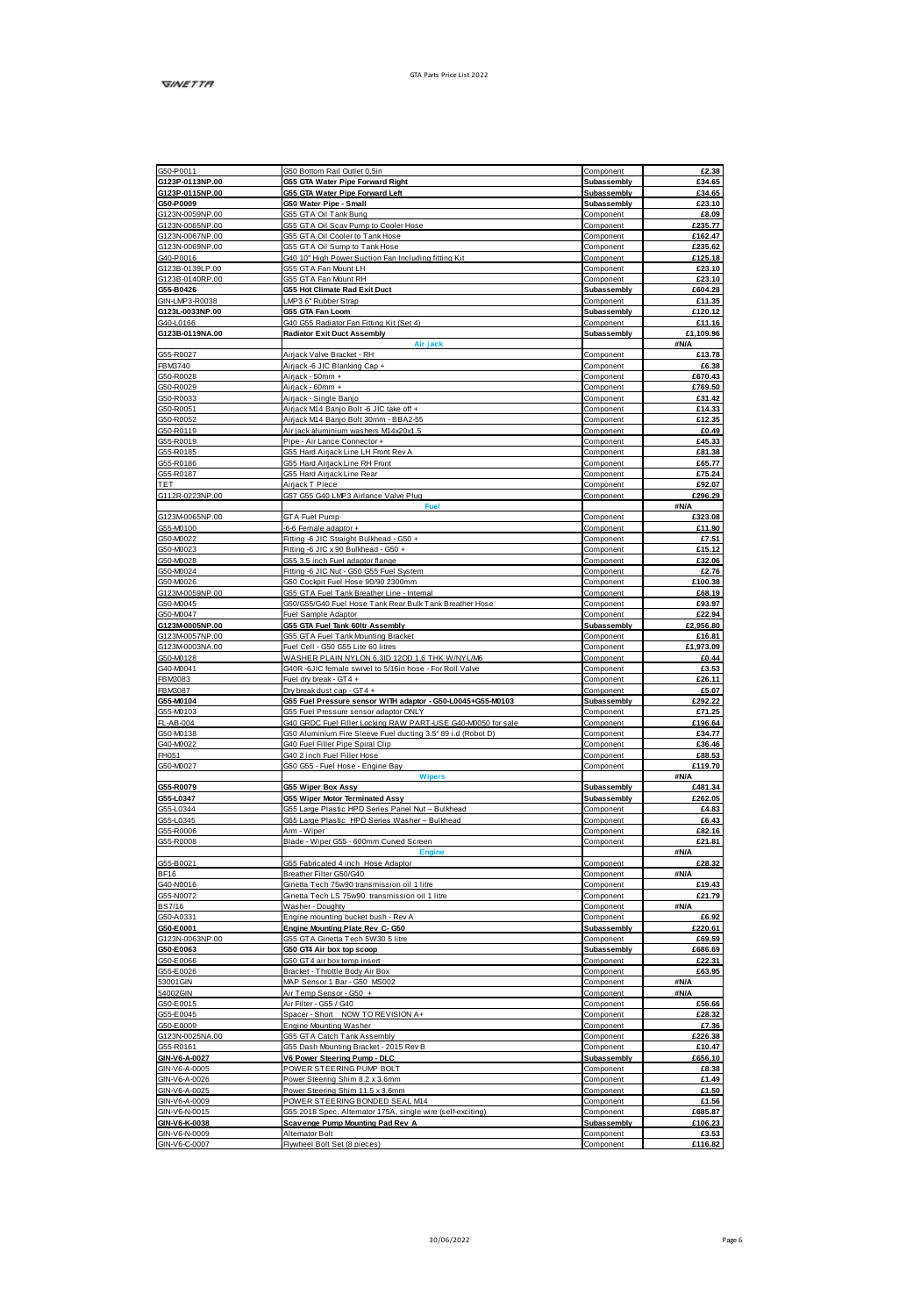| | | | |
|---|---|---|---|
| G50-P0011 | G50 Bottom Rail Outlet 0.5in | Component | £2.38 |
| **G123P-0113NP.00** | **G55 GTA Water Pipe Forward Right** | **Subassembly** | **£34.65** |
| **G123P-0115NP.00** | **G55 GTA Water Pipe Forward Left** | **Subassembly** | **£34.65** |
| **G50-P0009** | **G50 Water Pipe - Small** | **Subassembly** | **£23.10** |
| G123N-0059NP.00 | G55 GTA Oil Tank Bung | Component | £8.09 |
| G123N-0065NP.00 | G55 GTA Oil Scav Pump to Cooler Hose | Component | £235.77 |
| G123N-0067NP.00 | G55 GTA Oil Cooler to Tank Hose | Component | £162.47 |
| G123N-0069NP.00 | G55 GTA Oil Sump to Tank Hose | Component | £235.62 |
| G40-P0016 | G40 10" High Power Suction Fan Including fitting Kit | Component | £125.18 |
| G123B-0139LP.00 | G55 GTA Fan Mount LH | Component | £23.10 |
| G123B-0140RP.00 | G55 GTA Fan Mount RH | Component | £23.10 |
| **G55-B0426** | **G55 Hot Climate Rad Exit Duct** | **Subassembly** | **£604.28** |
| GIN-LMP3-R0038 | LMP3 6" Rubber Strap | Component | £11.35 |
| **G123L-0033NP.00** | **G55 GTA Fan Loom** | **Subassembly** | **£120.12** |
| G40-L0166 | G40 G55 Radiator Fan Fitting Kit (Set 4) | Component | £11.16 |
| **G123B-0119NA.00** | **Radiator Exit Duct Assembly** | **Subassembly** | **£1,109.96** |
| | **Air jack** | | **#N/A** |
| G55-R0027 | Airjack Valve Bracket - RH | Component | £13.78 |
| FBM3740 | Airjack -6 JIC Blanking Cap + | Component | £6.38 |
| G50-R0028 | Airjack - 50mm + | Component | £670.43 |
| G50-R0029 | Airjack - 60mm + | Component | £769.50 |
| G50-R0033 | Airjack - Single Banjo | Component | £31.42 |
| G50-R0051 | Airjack M14 Banjo Bolt -6 JIC take off + | Component | £14.33 |
| G50-R0052 | Airjack M14 Banjo Bolt 30mm - BBA2-55 | Component | £12.35 |
| G50-R0119 | Air jack aluminium washers M14x20x1.5 | Component | £0.49 |
| G55-R0019 | Pipe - Air Lance Connector + | Component | £45.33 |
| G55-R0185 | G55 Hard Airjack Line LH Front Rev A | Component | £81.38 |
| G55-R0186 | G55 Hard Airjack Line RH Front | Component | £65.77 |
| G55-R0187 | G55 Hard Airjack Line Rear | Component | £75.24 |
| TET | Airjack T Piece | Component | £92.07 |
| G112R-0223NP.00 | G57 G55 G40 LMP3 Airlance Valve Plug | Component | £296.29 |
| | **Fuel** | | **#N/A** |
| G123M-0065NP.00 | GTA Fuel Pump | Component | £323.08 |
| G55-M0100 | -6-6 Female adaptor + | Component | £11.90 |
| G50-M0022 | Fitting -6 JIC Straight Bulkhead - G50 + | Component | £7.51 |
| G50-M0023 | Fitting -6 JIC x 90 Bulkhead - G50 + | Component | £15.12 |
| G50-M0028 | G55 3.5 inch Fuel adaptor flange | Component | £32.06 |
| G50-M0024 | Fitting -6 JIC Nut - G50 G55 Fuel System | Component | £2.76 |
| G50-M0026 | G50 Cockpit Fuel Hose 90/90 2300mm | Component | £100.38 |
| G123M-0059NP.00 | G55 GTA Fuel Tank Breather Line - Internal | Component | £68.19 |
| G50-M0045 | G50/G55/G40 Fuel Hose Tank Rear Bulk Tank Breather Hose | Component | £93.97 |
| G50-M0047 | Fuel Sample Adaptor | Component | £22.94 |
| **G123M-0005NP.00** | **G55 GTA Fuel Tank 60ltr Assembly** | **Subassembly** | **£2,956.80** |
| G123M-0057NP.00 | G55 GTA Fuel Tank Mounting Bracket | Component | £16.81 |
| G123M-0003NA.00 | Fuel Cell - G50 G55 Lite 60 litres | Component | £1,973.09 |
| G50-M0128 | WASHER PLAIN NYLON 6.3ID 12OD 1.6 THK W/NYL/M6 | Component | £0.44 |
| G40-M0041 | G40R -6JIC female swivel to 5/16in hose - For Roll Valve | Component | £3.53 |
| FBM3083 | Fuel dry break - GT4 + | Component | £26.11 |
| FBM3087 | Dry break dust cap - GT4 + | Component | £5.07 |
| **G55-M0104** | **G55 Fuel Pressure sensor WITH adaptor - G50-L0045+G55-M0103** | **Subassembly** | **£292.22** |
| G55-M0103 | G55 Fuel Pressure sensor adaptor ONLY | Component | £71.25 |
| FL-AB-004 | G40 GRDC Fuel Filler Locking RAW PART-USE G40-M0050 for sale | Component | £196.64 |
| G50-M0138 | G50 Aluminium Fire Sleeve Fuel ducting 3.5" 89 i.d (Robot D) | Component | £34.77 |
| G40-M0022 | G40 Fuel Filler Pipe Spiral Clip | Component | £36.46 |
| FH051 | G40 2 inch Fuel Filler Hose | Component | £88.53 |
| G50-M0027 | G50 G55 - Fuel Hose - Engine Bay | Component | £119.70 |
| | **Wipers** | | **#N/A** |
| **G55-R0079** | **G55 Wiper Box Assy** | **Subassembly** | **£481.34** |
| **G55-L0347** | **G55 Wiper Motor Terminated Assy** | **Subassembly** | **£262.05** |
| G55-L0344 | G55 Large Plastic HPD Series Panel Nut – Bulkhead | Component | £4.83 |
| G55-L0345 | G55 Large Plastic HPD Series Washer – Bulkhead | Component | £6.43 |
| G55-R0006 | Arm - Wiper | Component | £82.16 |
| G55-R0008 | Blade - Wiper G55 - 600mm Curved Screen | Component | £21.81 |
| | **Engine** | | **#N/A** |
| G55-B0021 | G55 Fabricated 4 inch Hose Adaptor | Component | £28.32 |
| BF16 | Breather Filter G50/G40 | Component | #N/A |
| G40-N0016 | Ginetta Tech 75w90 transmission oil 1 litre | Component | £19.43 |
| G55-N0072 | Ginetta Tech LS 75w90 transmission oil 1 litre | Component | £21.79 |
| BS7/16 | Washer - Doughty | Component | #N/A |
| G50-A0331 | Engine mounting bucket bush - Rev A | Component | £6.92 |
| **G50-E0001** | **Engine Mounting Plate Rev C- G50** | **Subassembly** | **£220.61** |
| G123N-0063NP.00 | G55 GTA Ginetta Tech 5W30 5 litre | Component | £69.59 |
| **G50-E0063** | **G50 GT4 Air box top scoop** | **Subassembly** | **£686.69** |
| G50-E0066 | G50 GT4 air box temp insert | Component | £22.31 |
| G55-E0026 | Bracket - Throttle Body Air Box | Component | £63.95 |
| 53001GIN | MAP Sensor 1 Bar - G50 M5002 | Component | #N/A |
| 54002GIN | Air Temp Sensor - G50 + | Component | #N/A |
| G50-E0015 | Air Filter - G55 / G40 | Component | £56.66 |
| G55-E0045 | Spacer - Short NOW TO REVISION A+ | Component | £28.32 |
| G50-E0009 | Engine Mounting Washer | Component | £7.36 |
| G123N-0025NA.00 | G55 GTA Catch Tank Assembly | Component | £226.38 |
| G55-R0161 | G55 Dash Mounting Bracket - 2015 Rev B | Component | £10.47 |
| **GIN-V6-A-0027** | **V6 Power Steering Pump - DLC** | **Subassembly** | **£656.10** |
| GIN-V6-A-0005 | POWER STEERING PUMP BOLT | Component | £8.38 |
| GIN-V6-A-0026 | Power Steering Shim 8.2 x 3.6mm | Component | £1.49 |
| GIN-V6-A-0025 | Power Steering Shim 11.5 x 3.6mm | Component | £1.50 |
| GIN-V6-A-0009 | POWER STEERING BONDED SEAL M14 | Component | £1.56 |
| GIN-V6-N-0015 | G55 2018 Spec. Alternator 175A, single wire (self-exciting) | Component | £685.87 |
| **GIN-V6-K-0038** | **Scavenge Pump Mounting Pad Rev A** | **Subassembly** | **£106.23** |
| GIN-V6-N-0009 | Alternator Bolt | Component | £3.53 |
| GIN-V6-C-0007 | Flywheel Bolt Set (8 pieces) | Component | £116.82 |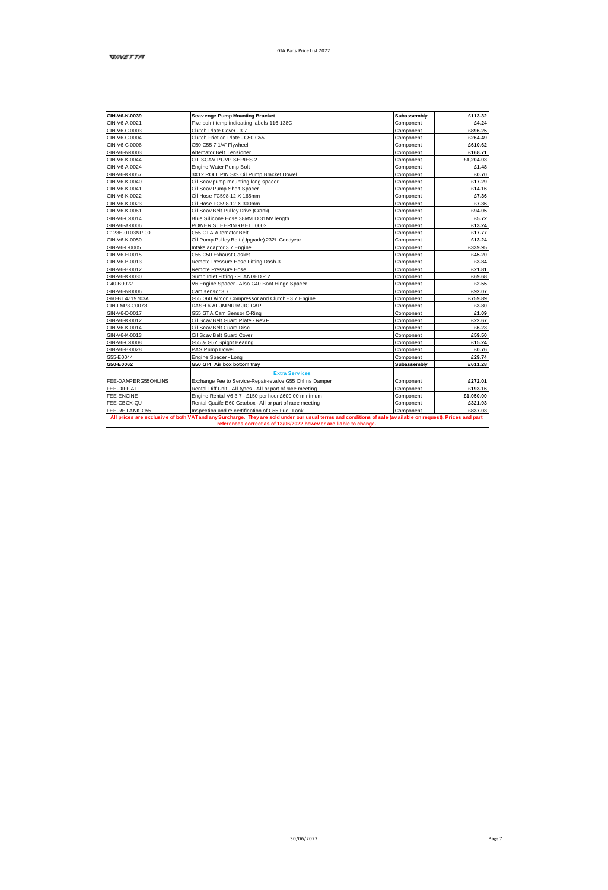| | | | |
|---|---|---|---|
| **GIN-V6-K-0039** | **Scavenge Pump Mounting Bracket** | **Subassembly** | **£113.32** |
| GIN-V6-A-0021 | Five point temp indicating labels 116-138C | Component | **£4.24** |
| GIN-V6-C-0003 | Clutch Plate Cover - 3.7 | Component | **£896.25** |
| GIN-V6-C-0004 | Clutch Friction Plate - G50 G55 | Component | **£264.49** |
| GIN-V6-C-0006 | G50 G55 7 1/4" Flywheel | Component | **£610.62** |
| GIN-V6-N-0003 | Alternator Belt Tensioner | Component | **£168.71** |
| GIN-V6-K-0044 | OIL SCAV PUMP SERIES 2 | Component | **£1,204.03** |
| GIN-V6-A-0024 | Engine Water Pump Bolt | Component | **£1.48** |
| GIN-V6-K-0057 | 3X12 ROLL PIN S/S Oil Pump Bracket Dowel | Component | **£0.70** |
| GIN-V6-K-0040 | Oil Scav pump mounting long spacer | Component | **£17.29** |
| GIN-V6-K-0041 | Oil Scav Pump Short Spacer | Component | **£14.16** |
| GIN-V6-K-0022 | Oil Hose FC598-12 X 165mm | Component | **£7.36** |
| GIN-V6-K-0023 | Oil Hose FC598-12 X 300mm | Component | **£7.36** |
| GIN-V6-K-0061 | Oil Scav Belt Pulley Drive (Crank) | Component | **£94.05** |
| GIN-V6-C-0014 | Blue Silicone Hose 38MM ID 31MM length | Component | **£5.72** |
| GIN-V6-A-0006 | POWER STEERING BELT0002 | Component | **£13.24** |
| G123E-0103NP.00 | G55 GTA Alternator Belt | Component | **£17.77** |
| GIN-V6-K-0050 | Oil Pump Pulley Belt (Upgrade) 232L Goodyear | Component | **£13.24** |
| GIN-V6-L-0005 | Intake adaptor 3.7 Engine | Component | **£339.95** |
| GIN-V6-H-0015 | G55 G50 Exhaust Gasket | Component | **£45.20** |
| GIN-V6-B-0013 | Remote Pressure Hose Fitting Dash-3 | Component | **£3.84** |
| GIN-V6-B-0012 | Remote Pressure Hose | Component | **£21.81** |
| GIN-V6-K-0030 | Sump Inlet Fitting - FLANGED -12 | Component | **£69.68** |
| G40-B0022 | V6 Engine Spacer - Also G40 Boot Hinge Spacer | Component | **£2.55** |
| GIN-V6-N-0006 | Cam sensor 3.7 | Component | **£92.07** |
| G60-BT4Z19703A | G55 G60 Aircon Compressor and Clutch - 3.7 Engine | Component | **£759.89** |
| GIN-LMP3-G0073 | DASH 6 ALUMINIUM JIC CAP | Component | **£3.80** |
| GIN-V6-D-0017 | G55 GTA Cam Sensor O-Ring | Component | **£1.09** |
| GIN-V6-K-0012 | Oil Scav Belt Guard Plate - Rev F | Component | **£22.67** |
| GIN-V6-K-0014 | Oil Scav Belt Guard Disc | Component | **£6.23** |
| GIN-V6-K-0013 | Oil Scav Belt Guard Cover | Component | **£59.50** |
| GIN-V6-C-0008 | G55 & G57 Spigot Bearing | Component | **£15.24** |
| GIN-V6-B-0028 | PAS Pump Dowel | Component | **£0.76** |
| G55-E0044 | Engine Spacer - Long | Component | **£29.74** |
| **G50-E0062** | **G50 GT4 Air box bottom tray** | **Subassembly** | **£611.28** |
| | **Extra Services** | | |
| FEE-DAMPERG55OHLINS | Exchange Fee to Service-Repair-revalve G55 Ohlins Damper | Component | **£272.01** |
| FEE-DIFF-ALL | Rental Diff Unit - All types - All or part of race meeting | Component | **£193.16** |
| FEE-ENGINE | Engine Rental V6 3.7 - £150 per hour £600.00 minimum | Component | **£1,050.00** |
| FEE-GBOX-QU | Rental Quaife E60 Gearbox - All or part of race meeting | Component | **£321.93** |
| FEE-RETANK-G55 | Inspection and re-certification of G55 Fuel Tank | Component | **£837.03** |

**All prices are exclusive of both VAT and any Surcharge. They are sold under our usual terms and conditions of sale (available on request). Prices and part references correct as of 13/06/2022 however are liable to change.**